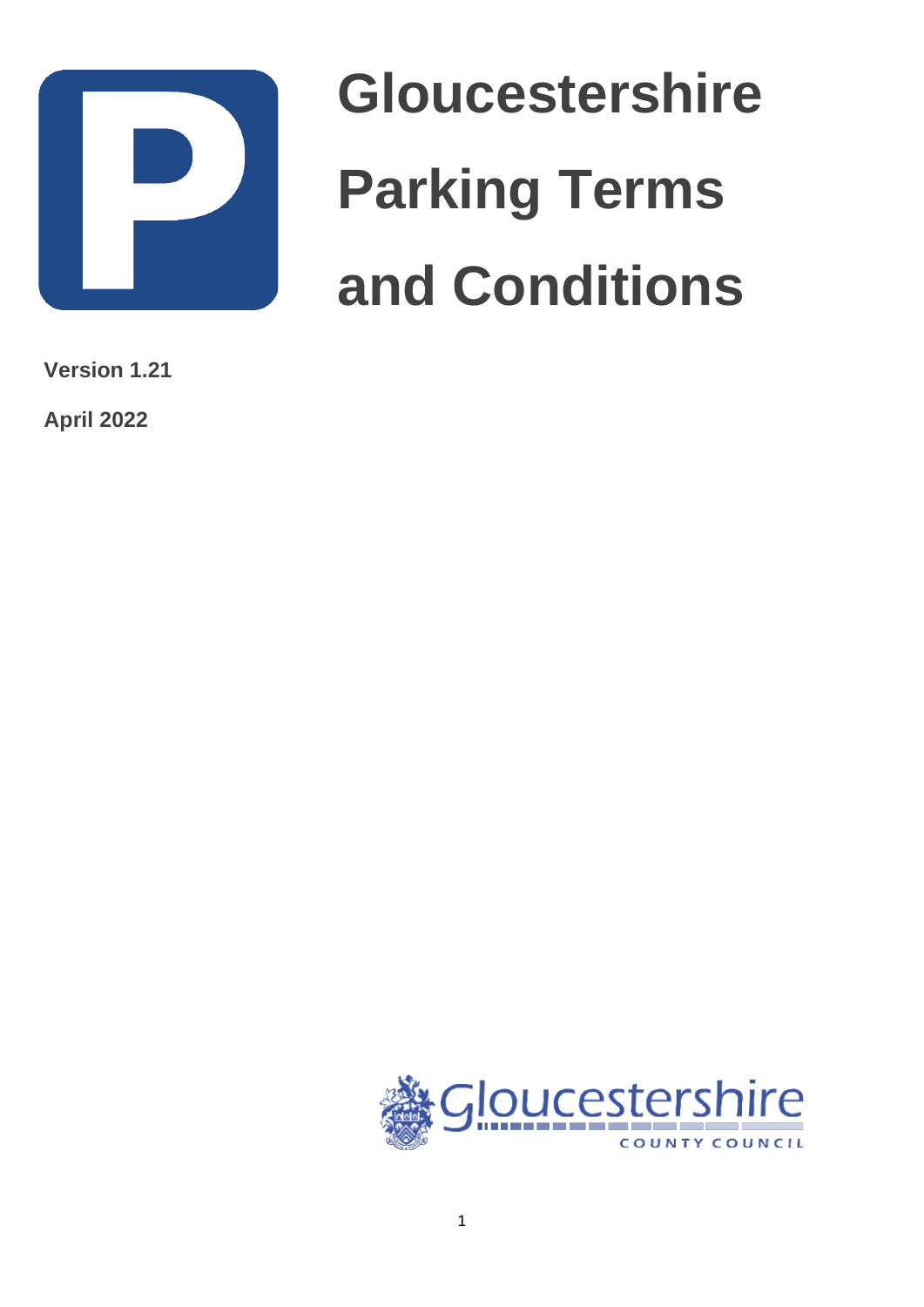# Gloucestershire Parking Terms and Conditions

**Version 1.21**

**April 2022**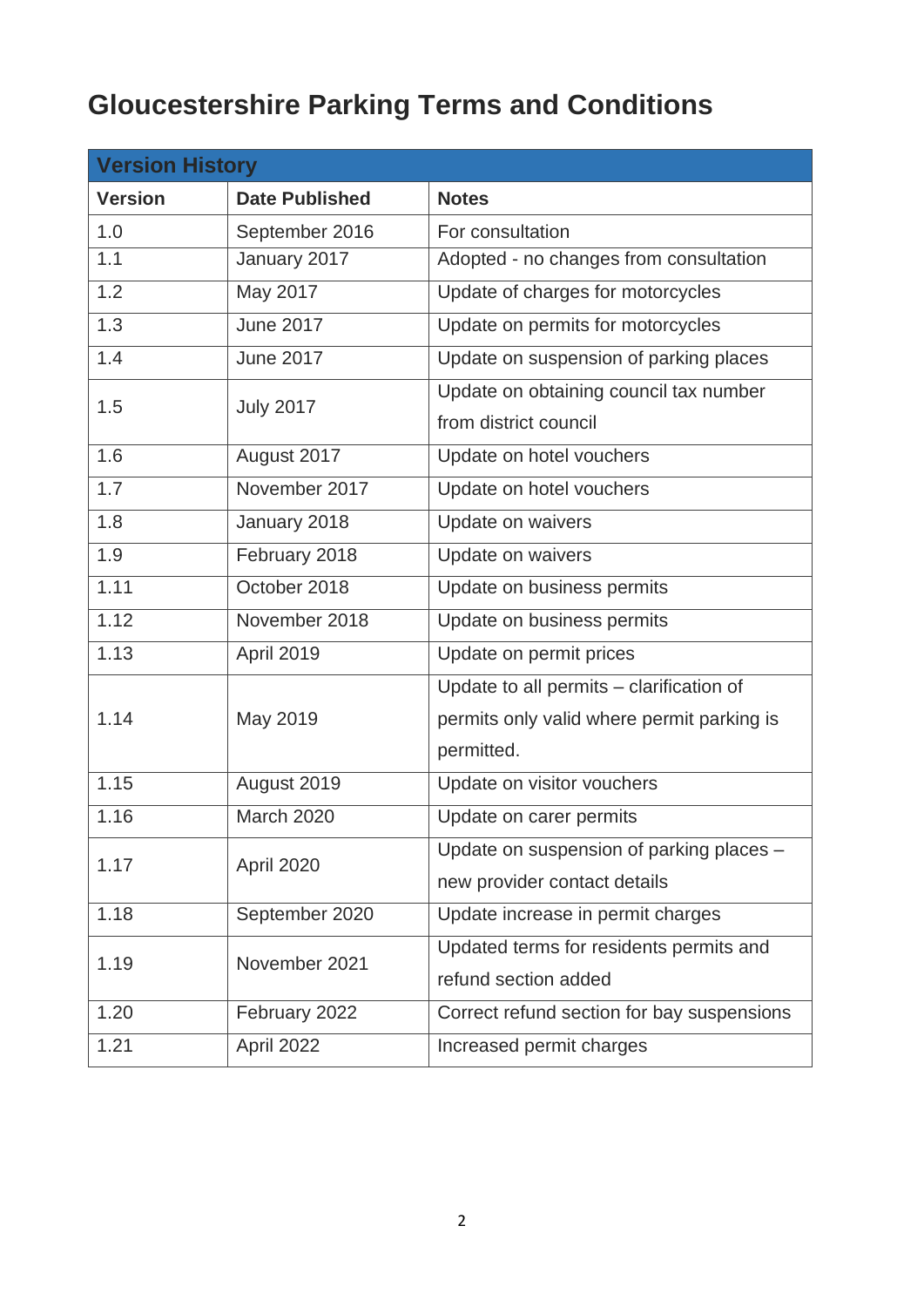# Gloucestershire Parking Terms and Conditions

| Version History | | |
|---|---|---|
| **Version** | **Date Published** | **Notes** |
| 1.0 | September 2016 | For consultation |
| 1.1 | January 2017 | Adopted - no changes from consultation |
| 1.2 | May 2017 | Update of charges for motorcycles |
| 1.3 | June 2017 | Update on permits for motorcycles |
| 1.4 | June 2017 | Update on suspension of parking places |
| 1.5 | July 2017 | Update on obtaining council tax number from district council |
| 1.6 | August 2017 | Update on hotel vouchers |
| 1.7 | November 2017 | Update on hotel vouchers |
| 1.8 | January 2018 | Update on waivers |
| 1.9 | February 2018 | Update on waivers |
| 1.11 | October 2018 | Update on business permits |
| 1.12 | November 2018 | Update on business permits |
| 1.13 | April 2019 | Update on permit prices |
| 1.14 | May 2019 | Update to all permits – clarification of permits only valid where permit parking is permitted. |
| 1.15 | August 2019 | Update on visitor vouchers |
| 1.16 | March 2020 | Update on carer permits |
| 1.17 | April 2020 | Update on suspension of parking places – new provider contact details |
| 1.18 | September 2020 | Update increase in permit charges |
| 1.19 | November 2021 | Updated terms for residents permits and refund section added |
| 1.20 | February 2022 | Correct refund section for bay suspensions |
| 1.21 | April 2022 | Increased permit charges |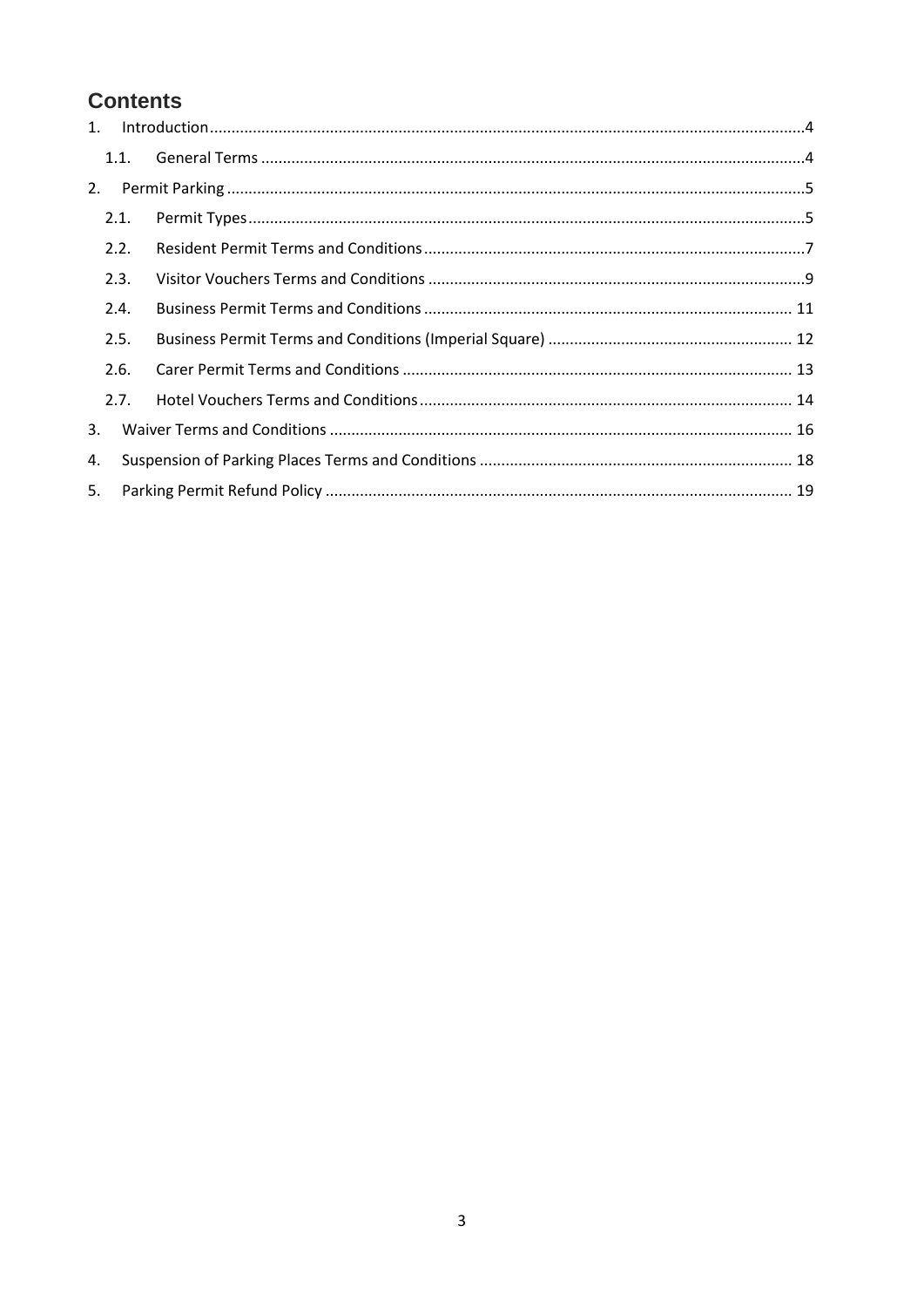# Contents

1. Introduction ..... 4
   - 1.1. General Terms ..... 4
2. Permit Parking ..... 5
   - 2.1. Permit Types ..... 5
   - 2.2. Resident Permit Terms and Conditions ..... 7
   - 2.3. Visitor Vouchers Terms and Conditions ..... 9
   - 2.4. Business Permit Terms and Conditions ..... 11
   - 2.5. Business Permit Terms and Conditions (Imperial Square) ..... 12
   - 2.6. Carer Permit Terms and Conditions ..... 13
   - 2.7. Hotel Vouchers Terms and Conditions ..... 14
3. Waiver Terms and Conditions ..... 16
4. Suspension of Parking Places Terms and Conditions ..... 18
5. Parking Permit Refund Policy ..... 19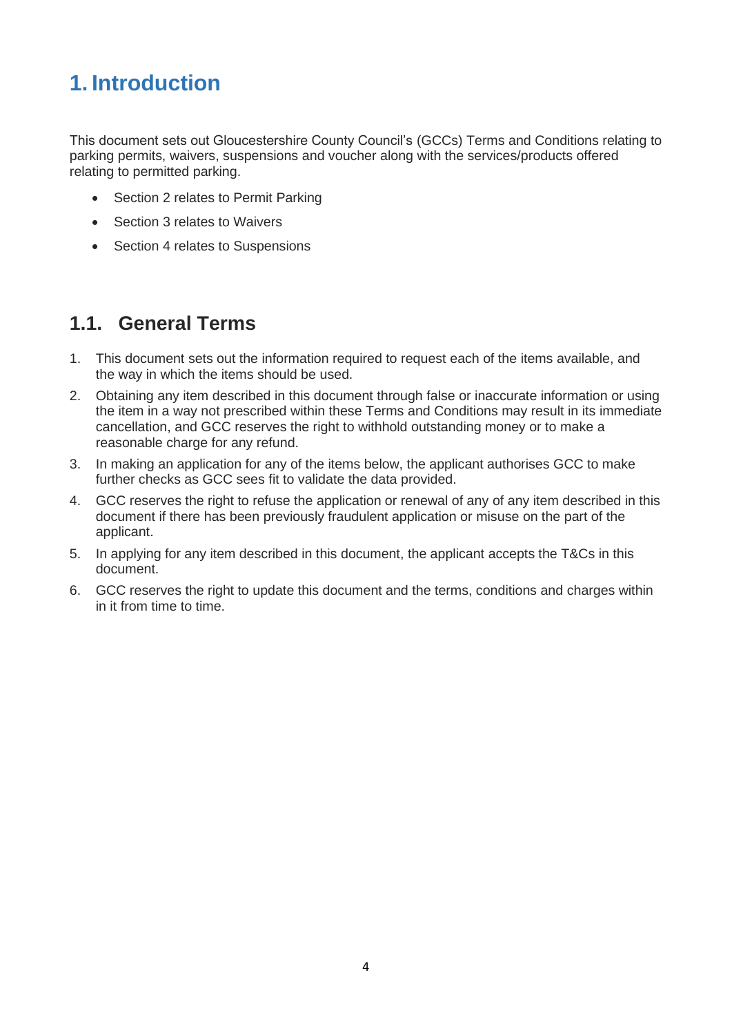# 1. Introduction

This document sets out Gloucestershire County Council's (GCCs) Terms and Conditions relating to parking permits, waivers, suspensions and voucher along with the services/products offered relating to permitted parking.

- Section 2 relates to Permit Parking
- Section 3 relates to Waivers
- Section 4 relates to Suspensions

## 1.1. General Terms

1. This document sets out the information required to request each of the items available, and the way in which the items should be used.
2. Obtaining any item described in this document through false or inaccurate information or using the item in a way not prescribed within these Terms and Conditions may result in its immediate cancellation, and GCC reserves the right to withhold outstanding money or to make a reasonable charge for any refund.
3. In making an application for any of the items below, the applicant authorises GCC to make further checks as GCC sees fit to validate the data provided.
4. GCC reserves the right to refuse the application or renewal of any of any item described in this document if there has been previously fraudulent application or misuse on the part of the applicant.
5. In applying for any item described in this document, the applicant accepts the T&Cs in this document.
6. GCC reserves the right to update this document and the terms, conditions and charges within in it from time to time.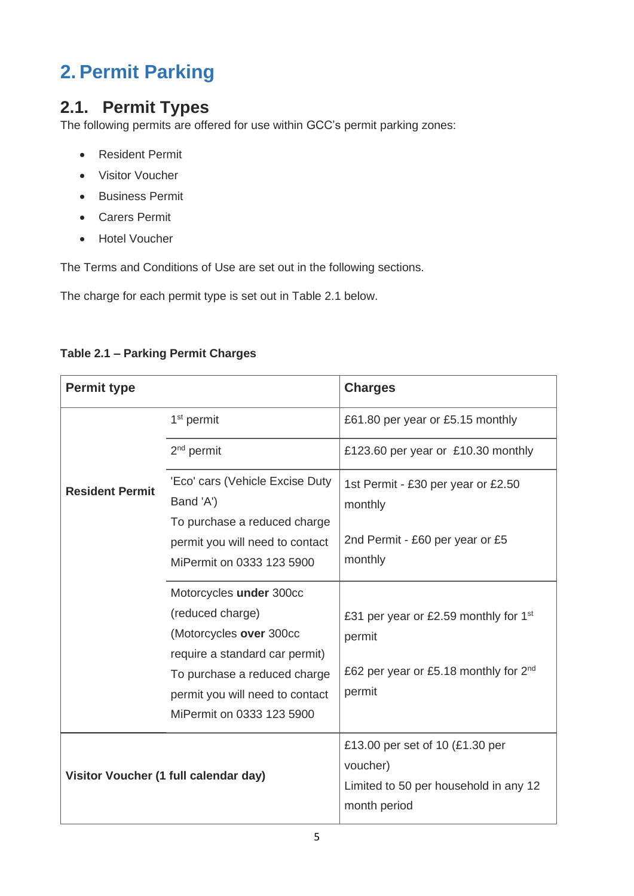# 2. Permit Parking

## 2.1. Permit Types

The following permits are offered for use within GCC's permit parking zones:

- Resident Permit
- Visitor Voucher
- Business Permit
- Carers Permit
- Hotel Voucher

The Terms and Conditions of Use are set out in the following sections.

The charge for each permit type is set out in Table 2.1 below.

**Table 2.1 – Parking Permit Charges**

| **Permit type** | | **Charges** |
|---|---|---|
| **Resident Permit** | 1st permit | £61.80 per year or £5.15 monthly |
| | 2nd permit | £123.60 per year or £10.30 monthly |
| | 'Eco' cars (Vehicle Excise Duty Band 'A') To purchase a reduced charge permit you will need to contact MiPermit on 0333 123 5900 | 1st Permit - £30 per year or £2.50 monthly<br><br>2nd Permit - £60 per year or £5 monthly |
| | Motorcycles **under** 300cc (reduced charge) (Motorcycles **over** 300cc require a standard car permit) To purchase a reduced charge permit you will need to contact MiPermit on 0333 123 5900 | £31 per year or £2.59 monthly for 1st permit<br><br>£62 per year or £5.18 monthly for 2nd permit |
| **Visitor Voucher (1 full calendar day)** | | £13.00 per set of 10 (£1.30 per voucher)<br>Limited to 50 per household in any 12 month period |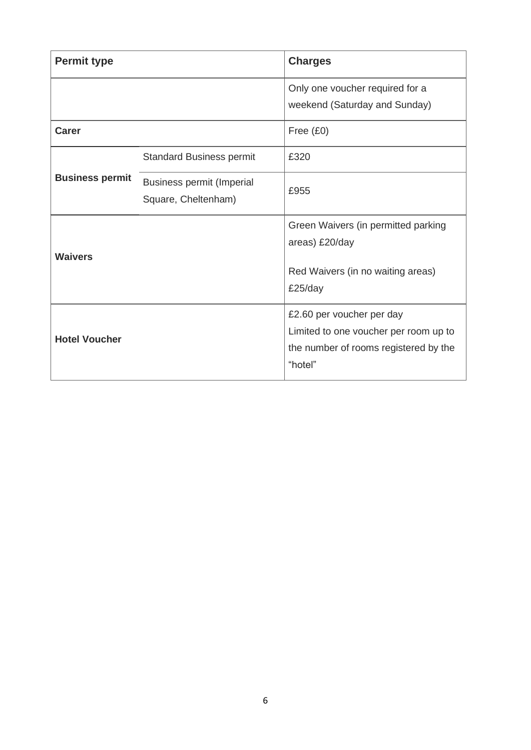| Permit type | | Charges |
|---|---|---|
| | | Only one voucher required for a weekend (Saturday and Sunday) |
| **Carer** | | Free (£0) |
| **Business permit** | Standard Business permit | £320 |
| | Business permit (Imperial Square, Cheltenham) | £955 |
| **Waivers** | | Green Waivers (in permitted parking areas) £20/day<br><br>Red Waivers (in no waiting areas) £25/day |
| **Hotel Voucher** | | £2.60 per voucher per day<br>Limited to one voucher per room up to the number of rooms registered by the "hotel" |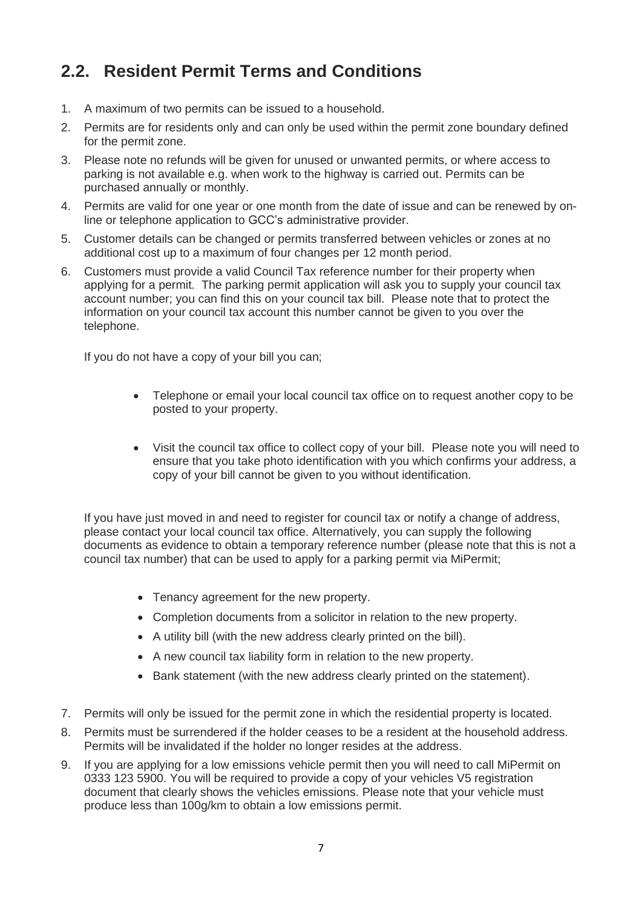## 2.2. Resident Permit Terms and Conditions

1. A maximum of two permits can be issued to a household.
2. Permits are for residents only and can only be used within the permit zone boundary defined for the permit zone.
3. Please note no refunds will be given for unused or unwanted permits, or where access to parking is not available e.g. when work to the highway is carried out. Permits can be purchased annually or monthly.
4. Permits are valid for one year or one month from the date of issue and can be renewed by on-line or telephone application to GCC's administrative provider.
5. Customer details can be changed or permits transferred between vehicles or zones at no additional cost up to a maximum of four changes per 12 month period.
6. Customers must provide a valid Council Tax reference number for their property when applying for a permit. The parking permit application will ask you to supply your council tax account number; you can find this on your council tax bill. Please note that to protect the information on your council tax account this number cannot be given to you over the telephone.

   If you do not have a copy of your bill you can;

   - Telephone or email your local council tax office on to request another copy to be posted to your property.
   - Visit the council tax office to collect copy of your bill. Please note you will need to ensure that you take photo identification with you which confirms your address, a copy of your bill cannot be given to you without identification.

   If you have just moved in and need to register for council tax or notify a change of address, please contact your local council tax office. Alternatively, you can supply the following documents as evidence to obtain a temporary reference number (please note that this is not a council tax number) that can be used to apply for a parking permit via MiPermit;

   - Tenancy agreement for the new property.
   - Completion documents from a solicitor in relation to the new property.
   - A utility bill (with the new address clearly printed on the bill).
   - A new council tax liability form in relation to the new property.
   - Bank statement (with the new address clearly printed on the statement).

7. Permits will only be issued for the permit zone in which the residential property is located.
8. Permits must be surrendered if the holder ceases to be a resident at the household address. Permits will be invalidated if the holder no longer resides at the address.
9. If you are applying for a low emissions vehicle permit then you will need to call MiPermit on 0333 123 5900. You will be required to provide a copy of your vehicles V5 registration document that clearly shows the vehicles emissions. Please note that your vehicle must produce less than 100g/km to obtain a low emissions permit.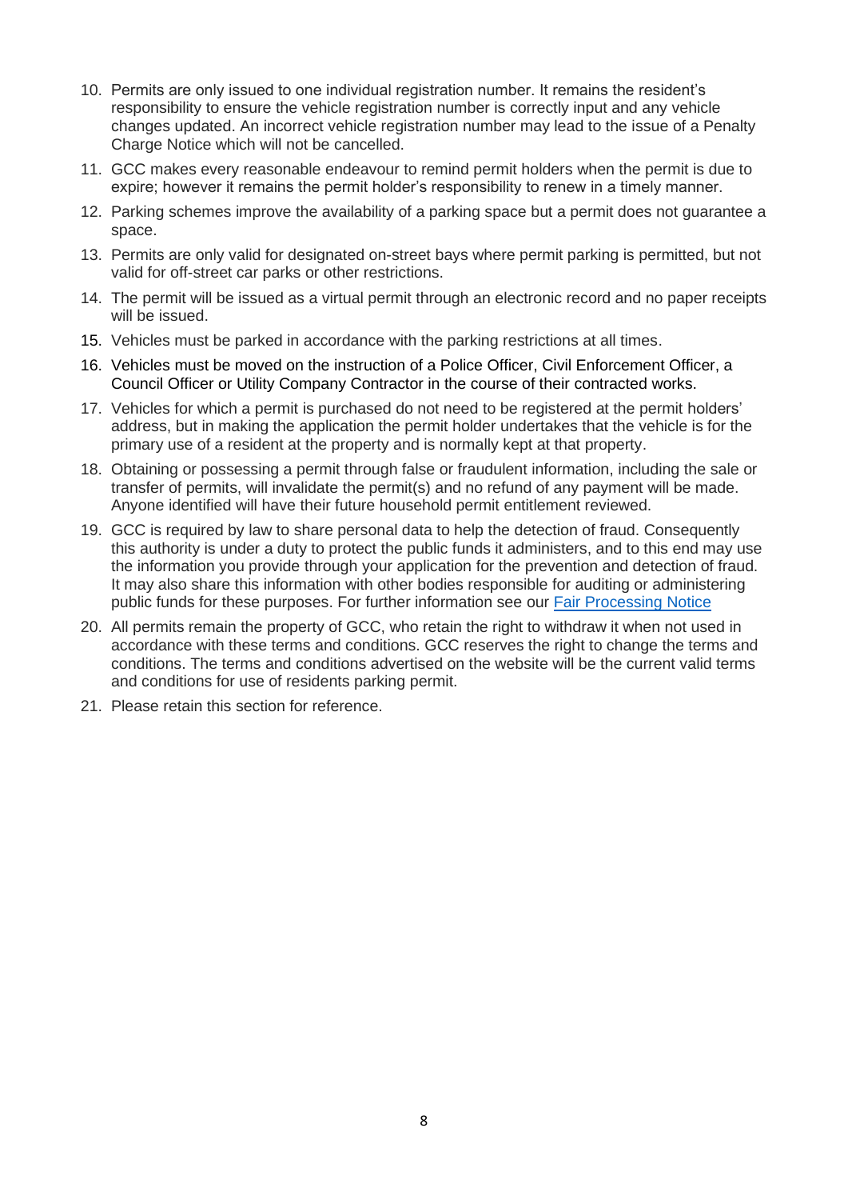10. Permits are only issued to one individual registration number. It remains the resident's responsibility to ensure the vehicle registration number is correctly input and any vehicle changes updated. An incorrect vehicle registration number may lead to the issue of a Penalty Charge Notice which will not be cancelled.
11. GCC makes every reasonable endeavour to remind permit holders when the permit is due to expire; however it remains the permit holder's responsibility to renew in a timely manner.
12. Parking schemes improve the availability of a parking space but a permit does not guarantee a space.
13. Permits are only valid for designated on-street bays where permit parking is permitted, but not valid for off-street car parks or other restrictions.
14. The permit will be issued as a virtual permit through an electronic record and no paper receipts will be issued.
15. Vehicles must be parked in accordance with the parking restrictions at all times.
16. Vehicles must be moved on the instruction of a Police Officer, Civil Enforcement Officer, a Council Officer or Utility Company Contractor in the course of their contracted works.
17. Vehicles for which a permit is purchased do not need to be registered at the permit holders' address, but in making the application the permit holder undertakes that the vehicle is for the primary use of a resident at the property and is normally kept at that property.
18. Obtaining or possessing a permit through false or fraudulent information, including the sale or transfer of permits, will invalidate the permit(s) and no refund of any payment will be made. Anyone identified will have their future household permit entitlement reviewed.
19. GCC is required by law to share personal data to help the detection of fraud. Consequently this authority is under a duty to protect the public funds it administers, and to this end may use the information you provide through your application for the prevention and detection of fraud. It may also share this information with other bodies responsible for auditing or administering public funds for these purposes. For further information see our [Fair Processing Notice]
20. All permits remain the property of GCC, who retain the right to withdraw it when not used in accordance with these terms and conditions. GCC reserves the right to change the terms and conditions. The terms and conditions advertised on the website will be the current valid terms and conditions for use of residents parking permit.
21. Please retain this section for reference.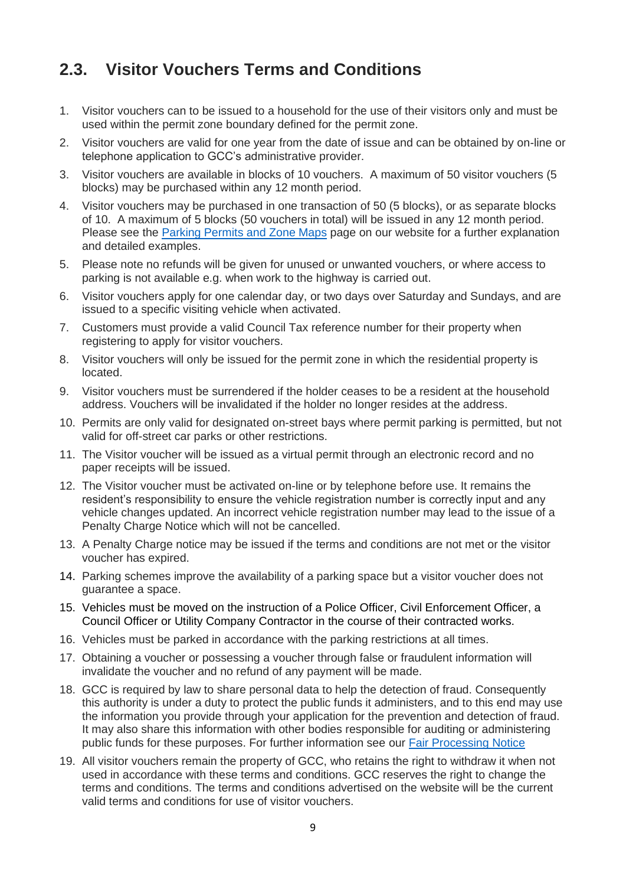## 2.3. Visitor Vouchers Terms and Conditions

1. Visitor vouchers can to be issued to a household for the use of their visitors only and must be used within the permit zone boundary defined for the permit zone.
2. Visitor vouchers are valid for one year from the date of issue and can be obtained by on-line or telephone application to GCC's administrative provider.
3. Visitor vouchers are available in blocks of 10 vouchers. A maximum of 50 visitor vouchers (5 blocks) may be purchased within any 12 month period.
4. Visitor vouchers may be purchased in one transaction of 50 (5 blocks), or as separate blocks of 10. A maximum of 5 blocks (50 vouchers in total) will be issued in any 12 month period. Please see the Parking Permits and Zone Maps page on our website for a further explanation and detailed examples.
5. Please note no refunds will be given for unused or unwanted vouchers, or where access to parking is not available e.g. when work to the highway is carried out.
6. Visitor vouchers apply for one calendar day, or two days over Saturday and Sundays, and are issued to a specific visiting vehicle when activated.
7. Customers must provide a valid Council Tax reference number for their property when registering to apply for visitor vouchers.
8. Visitor vouchers will only be issued for the permit zone in which the residential property is located.
9. Visitor vouchers must be surrendered if the holder ceases to be a resident at the household address. Vouchers will be invalidated if the holder no longer resides at the address.
10. Permits are only valid for designated on-street bays where permit parking is permitted, but not valid for off-street car parks or other restrictions.
11. The Visitor voucher will be issued as a virtual permit through an electronic record and no paper receipts will be issued.
12. The Visitor voucher must be activated on-line or by telephone before use. It remains the resident's responsibility to ensure the vehicle registration number is correctly input and any vehicle changes updated. An incorrect vehicle registration number may lead to the issue of a Penalty Charge Notice which will not be cancelled.
13. A Penalty Charge notice may be issued if the terms and conditions are not met or the visitor voucher has expired.
14. Parking schemes improve the availability of a parking space but a visitor voucher does not guarantee a space.
15. Vehicles must be moved on the instruction of a Police Officer, Civil Enforcement Officer, a Council Officer or Utility Company Contractor in the course of their contracted works.
16. Vehicles must be parked in accordance with the parking restrictions at all times.
17. Obtaining a voucher or possessing a voucher through false or fraudulent information will invalidate the voucher and no refund of any payment will be made.
18. GCC is required by law to share personal data to help the detection of fraud. Consequently this authority is under a duty to protect the public funds it administers, and to this end may use the information you provide through your application for the prevention and detection of fraud. It may also share this information with other bodies responsible for auditing or administering public funds for these purposes. For further information see our Fair Processing Notice
19. All visitor vouchers remain the property of GCC, who retains the right to withdraw it when not used in accordance with these terms and conditions. GCC reserves the right to change the terms and conditions. The terms and conditions advertised on the website will be the current valid terms and conditions for use of visitor vouchers.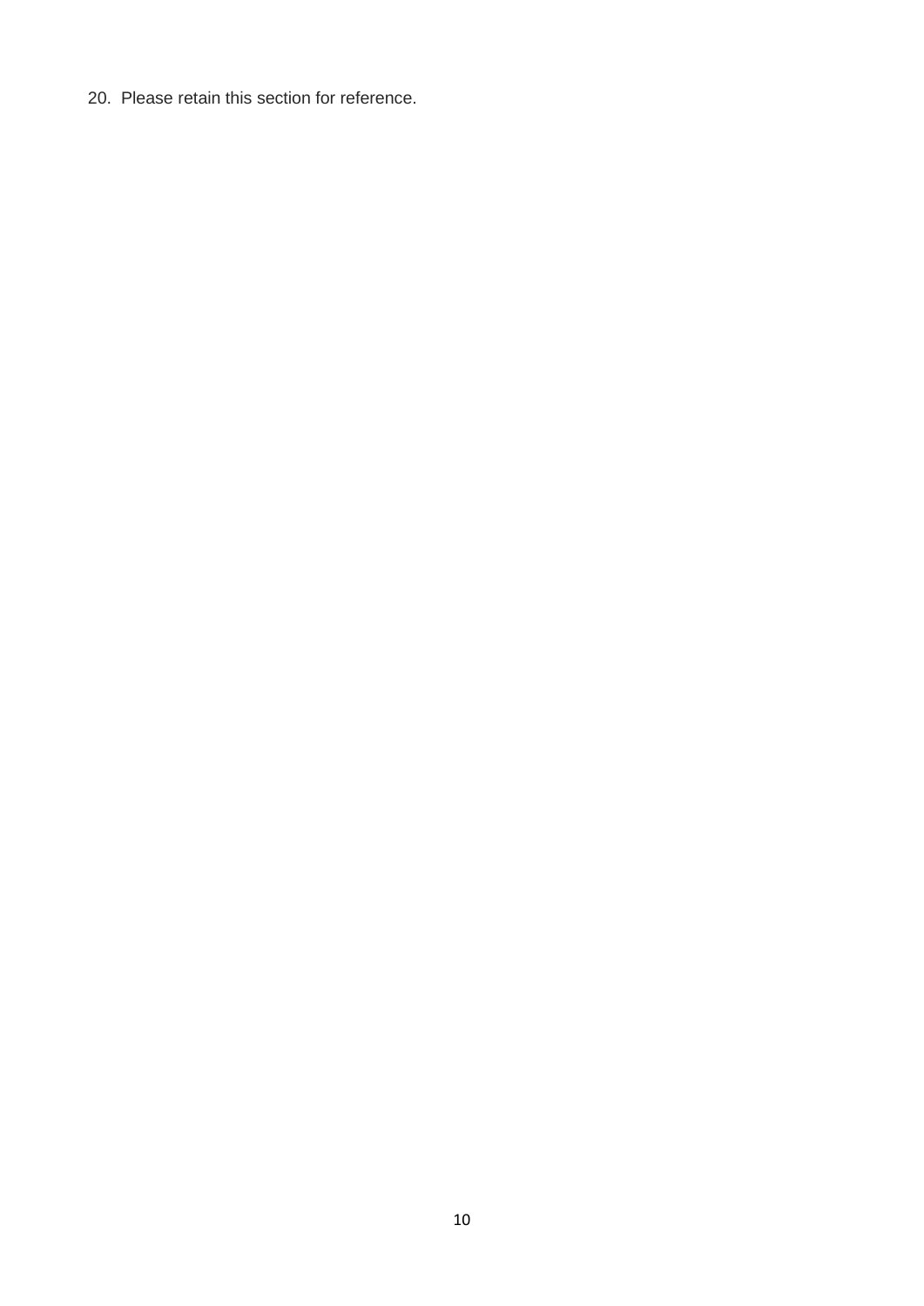20. Please retain this section for reference.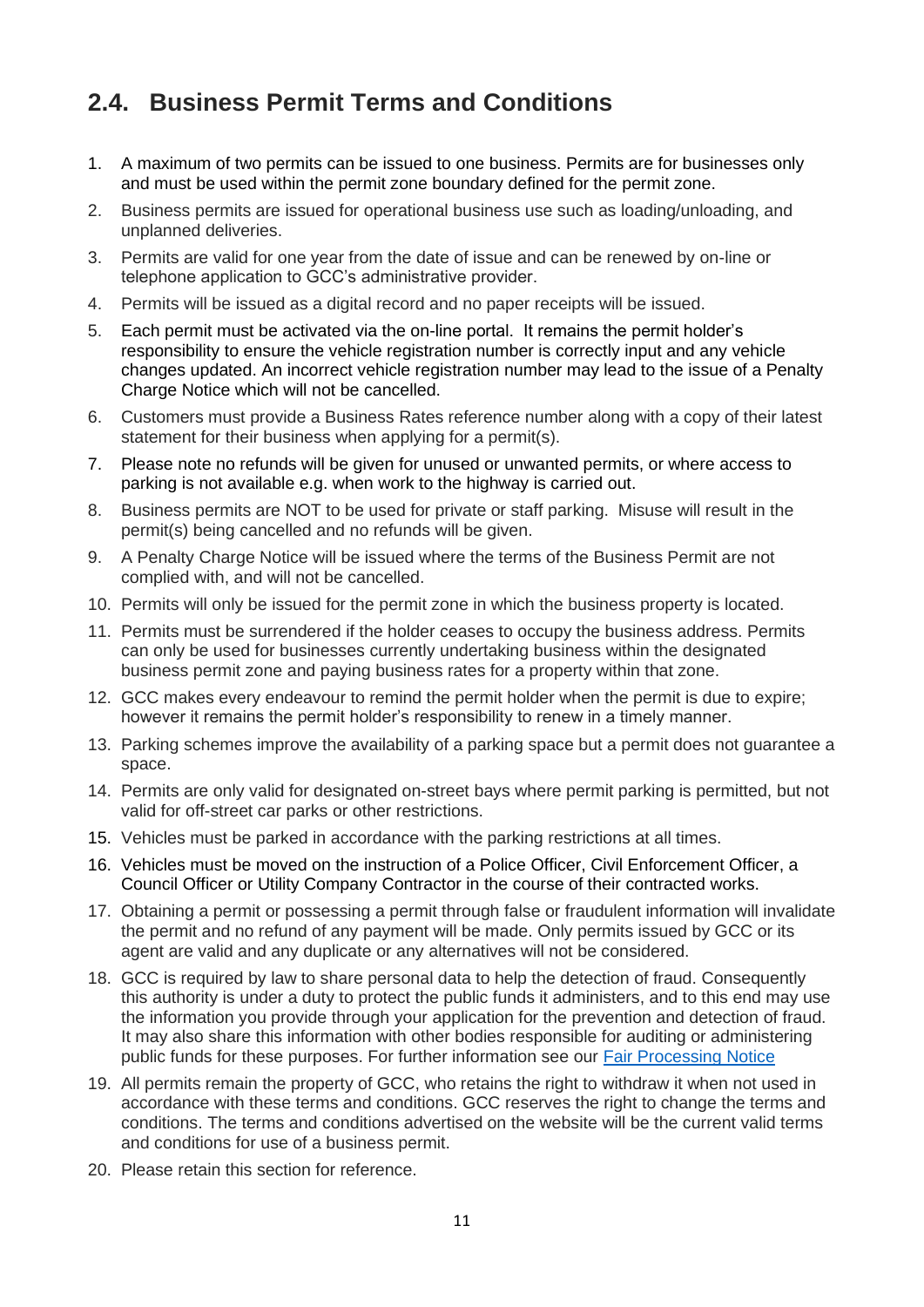## 2.4. Business Permit Terms and Conditions

1. A maximum of two permits can be issued to one business. Permits are for businesses only and must be used within the permit zone boundary defined for the permit zone.
2. Business permits are issued for operational business use such as loading/unloading, and unplanned deliveries.
3. Permits are valid for one year from the date of issue and can be renewed by on-line or telephone application to GCC's administrative provider.
4. Permits will be issued as a digital record and no paper receipts will be issued.
5. Each permit must be activated via the on-line portal. It remains the permit holder's responsibility to ensure the vehicle registration number is correctly input and any vehicle changes updated. An incorrect vehicle registration number may lead to the issue of a Penalty Charge Notice which will not be cancelled.
6. Customers must provide a Business Rates reference number along with a copy of their latest statement for their business when applying for a permit(s).
7. Please note no refunds will be given for unused or unwanted permits, or where access to parking is not available e.g. when work to the highway is carried out.
8. Business permits are NOT to be used for private or staff parking. Misuse will result in the permit(s) being cancelled and no refunds will be given.
9. A Penalty Charge Notice will be issued where the terms of the Business Permit are not complied with, and will not be cancelled.
10. Permits will only be issued for the permit zone in which the business property is located.
11. Permits must be surrendered if the holder ceases to occupy the business address. Permits can only be used for businesses currently undertaking business within the designated business permit zone and paying business rates for a property within that zone.
12. GCC makes every endeavour to remind the permit holder when the permit is due to expire; however it remains the permit holder's responsibility to renew in a timely manner.
13. Parking schemes improve the availability of a parking space but a permit does not guarantee a space.
14. Permits are only valid for designated on-street bays where permit parking is permitted, but not valid for off-street car parks or other restrictions.
15. Vehicles must be parked in accordance with the parking restrictions at all times.
16. Vehicles must be moved on the instruction of a Police Officer, Civil Enforcement Officer, a Council Officer or Utility Company Contractor in the course of their contracted works.
17. Obtaining a permit or possessing a permit through false or fraudulent information will invalidate the permit and no refund of any payment will be made. Only permits issued by GCC or its agent are valid and any duplicate or any alternatives will not be considered.
18. GCC is required by law to share personal data to help the detection of fraud. Consequently this authority is under a duty to protect the public funds it administers, and to this end may use the information you provide through your application for the prevention and detection of fraud. It may also share this information with other bodies responsible for auditing or administering public funds for these purposes. For further information see our Fair Processing Notice
19. All permits remain the property of GCC, who retains the right to withdraw it when not used in accordance with these terms and conditions. GCC reserves the right to change the terms and conditions. The terms and conditions advertised on the website will be the current valid terms and conditions for use of a business permit.
20. Please retain this section for reference.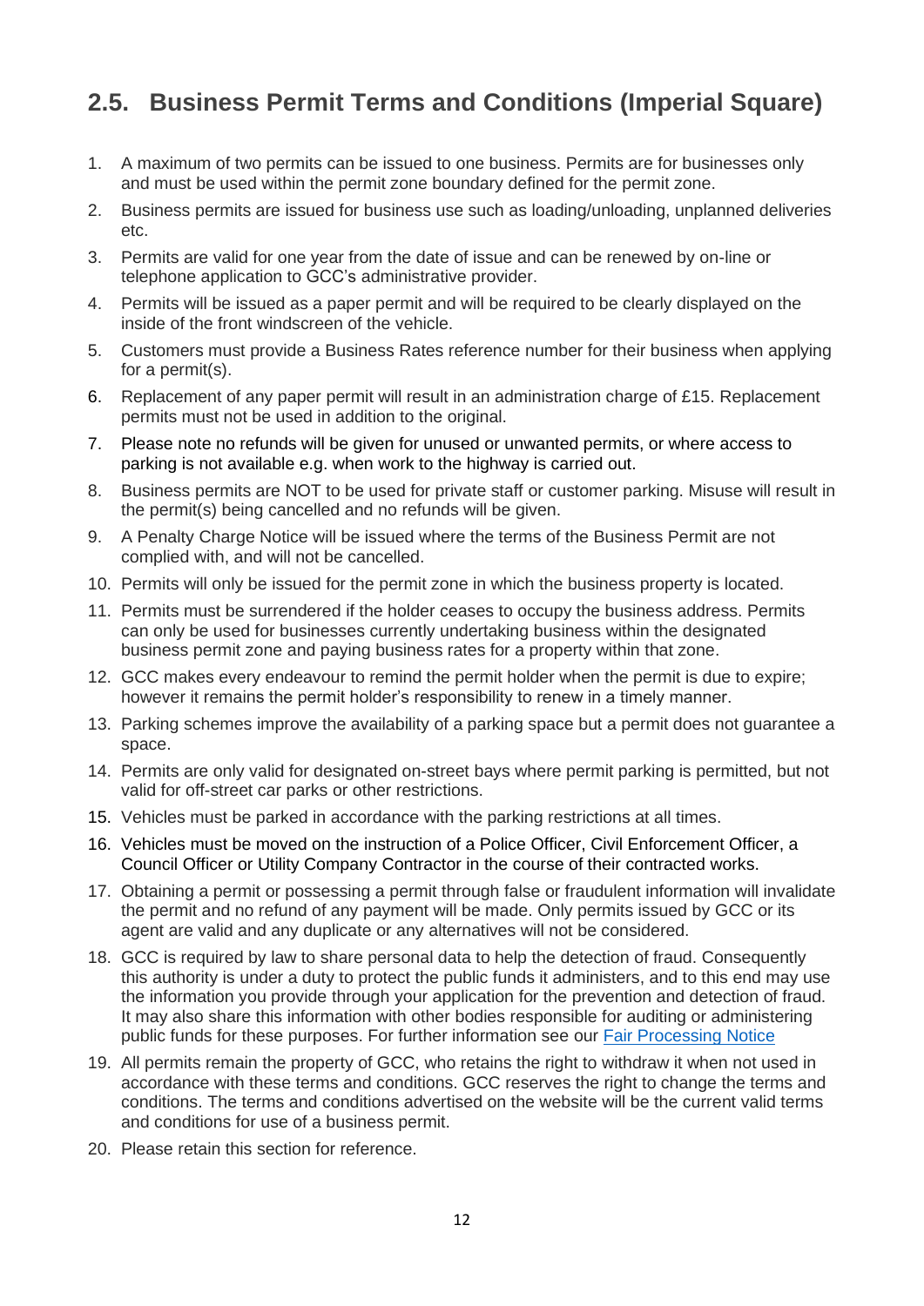## 2.5. Business Permit Terms and Conditions (Imperial Square)

1. A maximum of two permits can be issued to one business. Permits are for businesses only and must be used within the permit zone boundary defined for the permit zone.
2. Business permits are issued for business use such as loading/unloading, unplanned deliveries etc.
3. Permits are valid for one year from the date of issue and can be renewed by on-line or telephone application to GCC's administrative provider.
4. Permits will be issued as a paper permit and will be required to be clearly displayed on the inside of the front windscreen of the vehicle.
5. Customers must provide a Business Rates reference number for their business when applying for a permit(s).
6. Replacement of any paper permit will result in an administration charge of £15. Replacement permits must not be used in addition to the original.
7. Please note no refunds will be given for unused or unwanted permits, or where access to parking is not available e.g. when work to the highway is carried out.
8. Business permits are NOT to be used for private staff or customer parking. Misuse will result in the permit(s) being cancelled and no refunds will be given.
9. A Penalty Charge Notice will be issued where the terms of the Business Permit are not complied with, and will not be cancelled.
10. Permits will only be issued for the permit zone in which the business property is located.
11. Permits must be surrendered if the holder ceases to occupy the business address. Permits can only be used for businesses currently undertaking business within the designated business permit zone and paying business rates for a property within that zone.
12. GCC makes every endeavour to remind the permit holder when the permit is due to expire; however it remains the permit holder's responsibility to renew in a timely manner.
13. Parking schemes improve the availability of a parking space but a permit does not guarantee a space.
14. Permits are only valid for designated on-street bays where permit parking is permitted, but not valid for off-street car parks or other restrictions.
15. Vehicles must be parked in accordance with the parking restrictions at all times.
16. Vehicles must be moved on the instruction of a Police Officer, Civil Enforcement Officer, a Council Officer or Utility Company Contractor in the course of their contracted works.
17. Obtaining a permit or possessing a permit through false or fraudulent information will invalidate the permit and no refund of any payment will be made. Only permits issued by GCC or its agent are valid and any duplicate or any alternatives will not be considered.
18. GCC is required by law to share personal data to help the detection of fraud. Consequently this authority is under a duty to protect the public funds it administers, and to this end may use the information you provide through your application for the prevention and detection of fraud. It may also share this information with other bodies responsible for auditing or administering public funds for these purposes. For further information see our Fair Processing Notice
19. All permits remain the property of GCC, who retains the right to withdraw it when not used in accordance with these terms and conditions. GCC reserves the right to change the terms and conditions. The terms and conditions advertised on the website will be the current valid terms and conditions for use of a business permit.
20. Please retain this section for reference.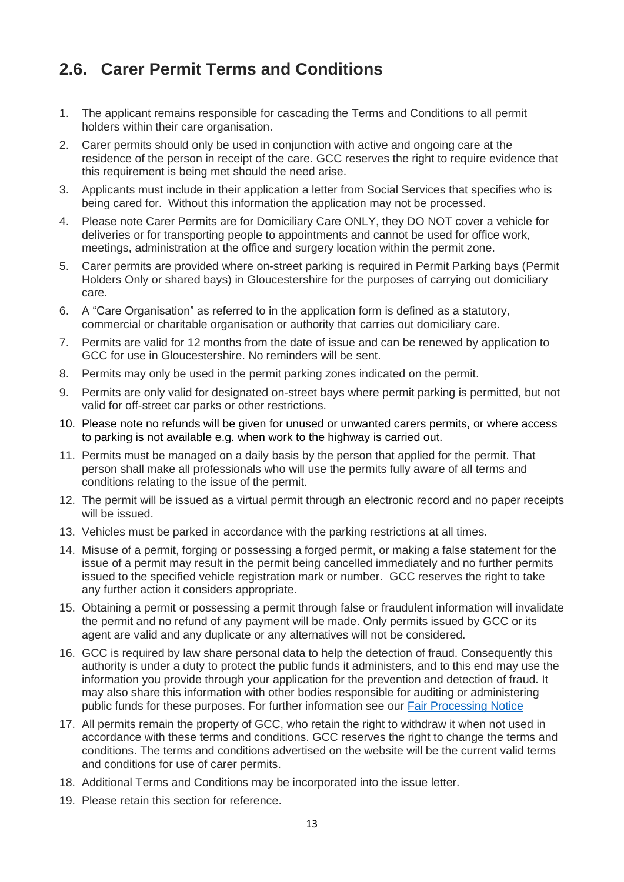## 2.6. Carer Permit Terms and Conditions

1. The applicant remains responsible for cascading the Terms and Conditions to all permit holders within their care organisation.
2. Carer permits should only be used in conjunction with active and ongoing care at the residence of the person in receipt of the care. GCC reserves the right to require evidence that this requirement is being met should the need arise.
3. Applicants must include in their application a letter from Social Services that specifies who is being cared for. Without this information the application may not be processed.
4. Please note Carer Permits are for Domiciliary Care ONLY, they DO NOT cover a vehicle for deliveries or for transporting people to appointments and cannot be used for office work, meetings, administration at the office and surgery location within the permit zone.
5. Carer permits are provided where on-street parking is required in Permit Parking bays (Permit Holders Only or shared bays) in Gloucestershire for the purposes of carrying out domiciliary care.
6. A "Care Organisation" as referred to in the application form is defined as a statutory, commercial or charitable organisation or authority that carries out domiciliary care.
7. Permits are valid for 12 months from the date of issue and can be renewed by application to GCC for use in Gloucestershire. No reminders will be sent.
8. Permits may only be used in the permit parking zones indicated on the permit.
9. Permits are only valid for designated on-street bays where permit parking is permitted, but not valid for off-street car parks or other restrictions.
10. Please note no refunds will be given for unused or unwanted carers permits, or where access to parking is not available e.g. when work to the highway is carried out.
11. Permits must be managed on a daily basis by the person that applied for the permit. That person shall make all professionals who will use the permits fully aware of all terms and conditions relating to the issue of the permit.
12. The permit will be issued as a virtual permit through an electronic record and no paper receipts will be issued.
13. Vehicles must be parked in accordance with the parking restrictions at all times.
14. Misuse of a permit, forging or possessing a forged permit, or making a false statement for the issue of a permit may result in the permit being cancelled immediately and no further permits issued to the specified vehicle registration mark or number. GCC reserves the right to take any further action it considers appropriate.
15. Obtaining a permit or possessing a permit through false or fraudulent information will invalidate the permit and no refund of any payment will be made. Only permits issued by GCC or its agent are valid and any duplicate or any alternatives will not be considered.
16. GCC is required by law share personal data to help the detection of fraud. Consequently this authority is under a duty to protect the public funds it administers, and to this end may use the information you provide through your application for the prevention and detection of fraud. It may also share this information with other bodies responsible for auditing or administering public funds for these purposes. For further information see our Fair Processing Notice
17. All permits remain the property of GCC, who retain the right to withdraw it when not used in accordance with these terms and conditions. GCC reserves the right to change the terms and conditions. The terms and conditions advertised on the website will be the current valid terms and conditions for use of carer permits.
18. Additional Terms and Conditions may be incorporated into the issue letter.
19. Please retain this section for reference.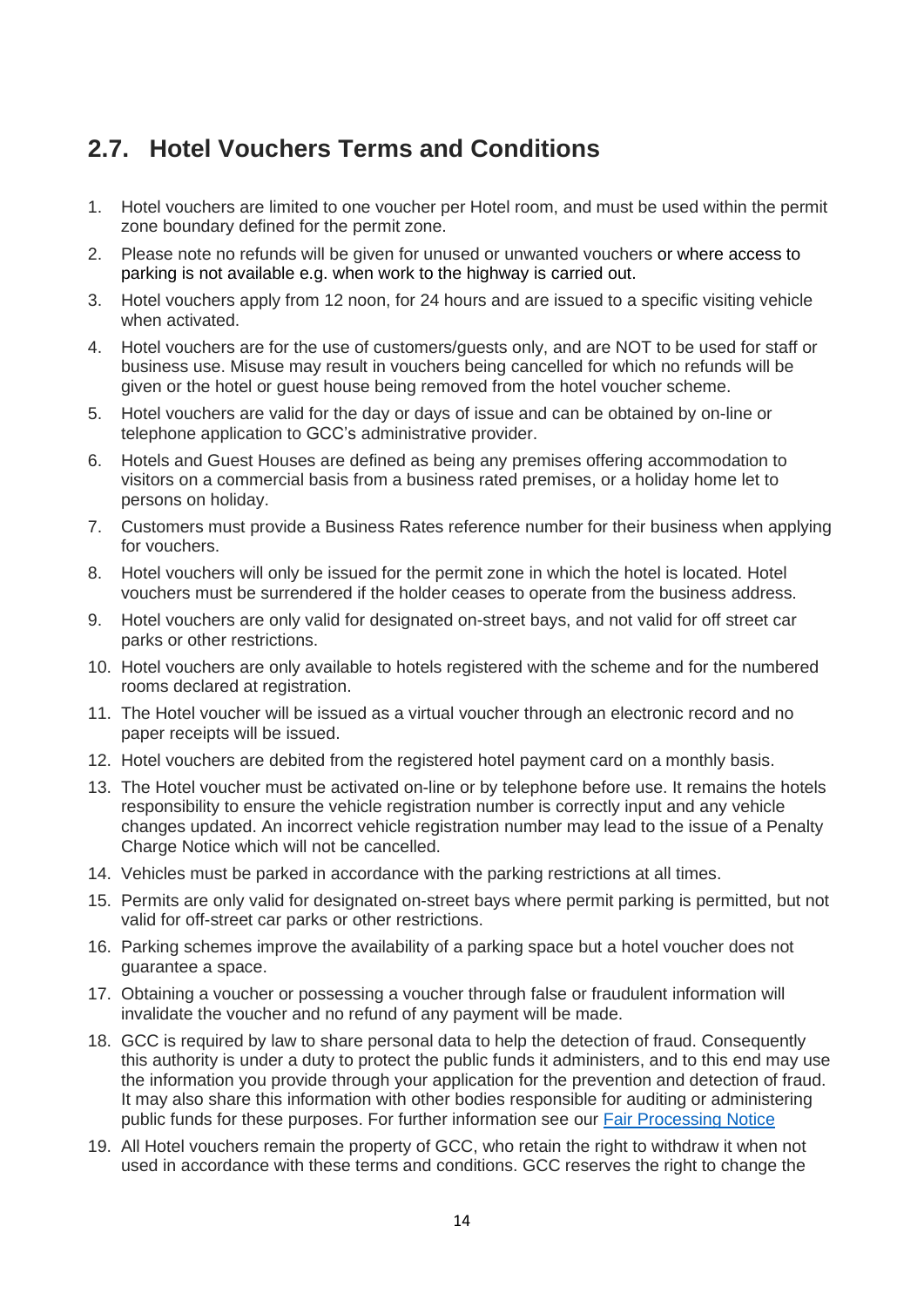## 2.7. Hotel Vouchers Terms and Conditions

1. Hotel vouchers are limited to one voucher per Hotel room, and must be used within the permit zone boundary defined for the permit zone.
2. Please note no refunds will be given for unused or unwanted vouchers or where access to parking is not available e.g. when work to the highway is carried out.
3. Hotel vouchers apply from 12 noon, for 24 hours and are issued to a specific visiting vehicle when activated.
4. Hotel vouchers are for the use of customers/guests only, and are NOT to be used for staff or business use. Misuse may result in vouchers being cancelled for which no refunds will be given or the hotel or guest house being removed from the hotel voucher scheme.
5. Hotel vouchers are valid for the day or days of issue and can be obtained by on-line or telephone application to GCC's administrative provider.
6. Hotels and Guest Houses are defined as being any premises offering accommodation to visitors on a commercial basis from a business rated premises, or a holiday home let to persons on holiday.
7. Customers must provide a Business Rates reference number for their business when applying for vouchers.
8. Hotel vouchers will only be issued for the permit zone in which the hotel is located. Hotel vouchers must be surrendered if the holder ceases to operate from the business address.
9. Hotel vouchers are only valid for designated on-street bays, and not valid for off street car parks or other restrictions.
10. Hotel vouchers are only available to hotels registered with the scheme and for the numbered rooms declared at registration.
11. The Hotel voucher will be issued as a virtual voucher through an electronic record and no paper receipts will be issued.
12. Hotel vouchers are debited from the registered hotel payment card on a monthly basis.
13. The Hotel voucher must be activated on-line or by telephone before use. It remains the hotels responsibility to ensure the vehicle registration number is correctly input and any vehicle changes updated. An incorrect vehicle registration number may lead to the issue of a Penalty Charge Notice which will not be cancelled.
14. Vehicles must be parked in accordance with the parking restrictions at all times.
15. Permits are only valid for designated on-street bays where permit parking is permitted, but not valid for off-street car parks or other restrictions.
16. Parking schemes improve the availability of a parking space but a hotel voucher does not guarantee a space.
17. Obtaining a voucher or possessing a voucher through false or fraudulent information will invalidate the voucher and no refund of any payment will be made.
18. GCC is required by law to share personal data to help the detection of fraud. Consequently this authority is under a duty to protect the public funds it administers, and to this end may use the information you provide through your application for the prevention and detection of fraud. It may also share this information with other bodies responsible for auditing or administering public funds for these purposes. For further information see our Fair Processing Notice
19. All Hotel vouchers remain the property of GCC, who retain the right to withdraw it when not used in accordance with these terms and conditions. GCC reserves the right to change the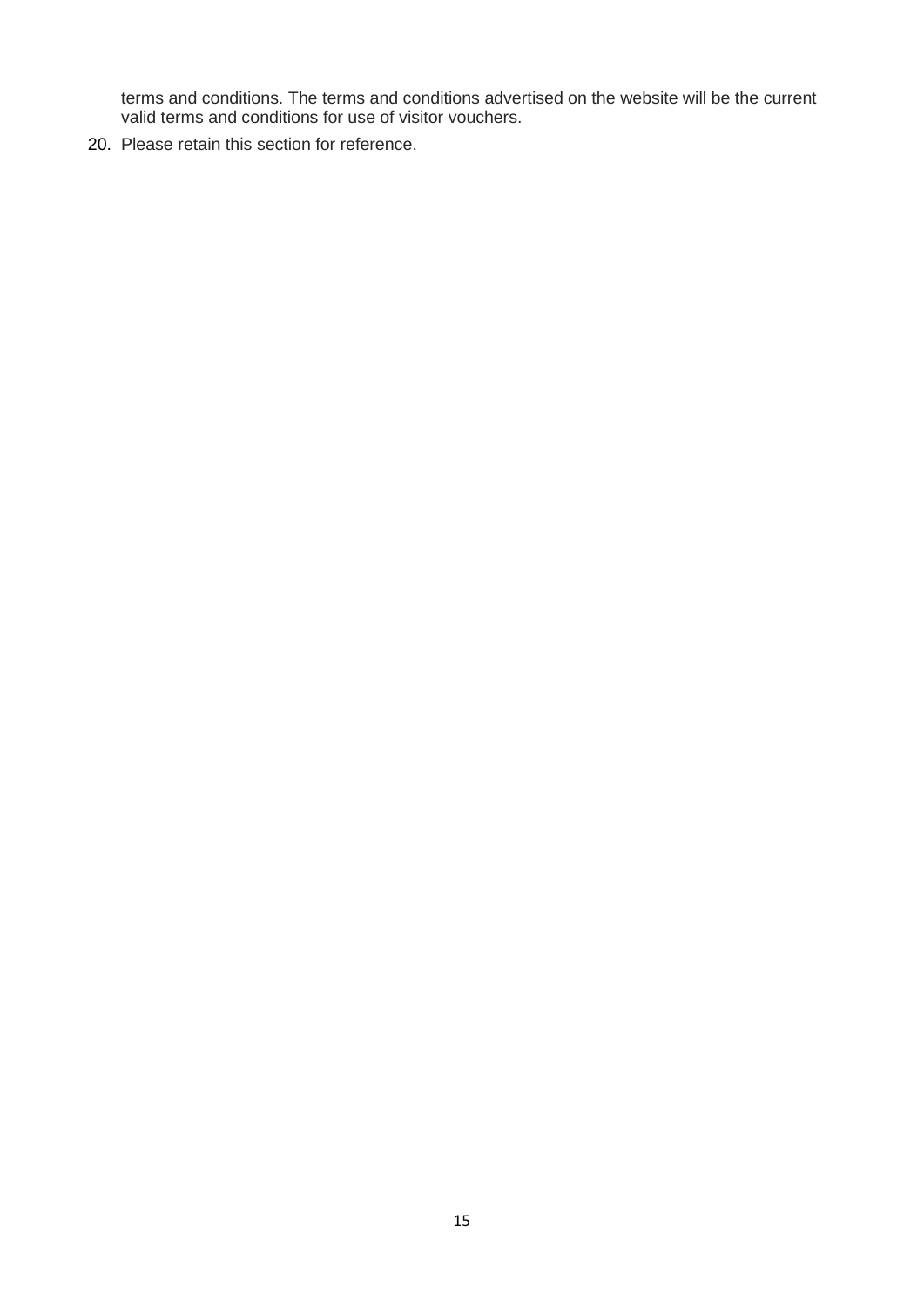terms and conditions. The terms and conditions advertised on the website will be the current valid terms and conditions for use of visitor vouchers.

20. Please retain this section for reference.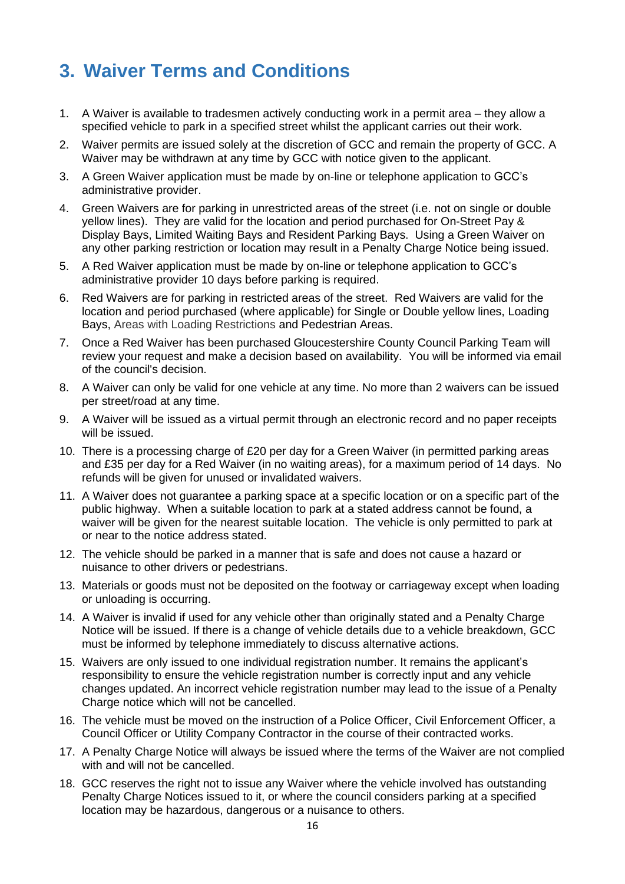# 3. Waiver Terms and Conditions

1. A Waiver is available to tradesmen actively conducting work in a permit area – they allow a specified vehicle to park in a specified street whilst the applicant carries out their work.
2. Waiver permits are issued solely at the discretion of GCC and remain the property of GCC. A Waiver may be withdrawn at any time by GCC with notice given to the applicant.
3. A Green Waiver application must be made by on-line or telephone application to GCC's administrative provider.
4. Green Waivers are for parking in unrestricted areas of the street (i.e. not on single or double yellow lines). They are valid for the location and period purchased for On-Street Pay & Display Bays, Limited Waiting Bays and Resident Parking Bays. Using a Green Waiver on any other parking restriction or location may result in a Penalty Charge Notice being issued.
5. A Red Waiver application must be made by on-line or telephone application to GCC's administrative provider 10 days before parking is required.
6. Red Waivers are for parking in restricted areas of the street. Red Waivers are valid for the location and period purchased (where applicable) for Single or Double yellow lines, Loading Bays, Areas with Loading Restrictions and Pedestrian Areas.
7. Once a Red Waiver has been purchased Gloucestershire County Council Parking Team will review your request and make a decision based on availability. You will be informed via email of the council's decision.
8. A Waiver can only be valid for one vehicle at any time. No more than 2 waivers can be issued per street/road at any time.
9. A Waiver will be issued as a virtual permit through an electronic record and no paper receipts will be issued.
10. There is a processing charge of £20 per day for a Green Waiver (in permitted parking areas and £35 per day for a Red Waiver (in no waiting areas), for a maximum period of 14 days. No refunds will be given for unused or invalidated waivers.
11. A Waiver does not guarantee a parking space at a specific location or on a specific part of the public highway. When a suitable location to park at a stated address cannot be found, a waiver will be given for the nearest suitable location. The vehicle is only permitted to park at or near to the notice address stated.
12. The vehicle should be parked in a manner that is safe and does not cause a hazard or nuisance to other drivers or pedestrians.
13. Materials or goods must not be deposited on the footway or carriageway except when loading or unloading is occurring.
14. A Waiver is invalid if used for any vehicle other than originally stated and a Penalty Charge Notice will be issued. If there is a change of vehicle details due to a vehicle breakdown, GCC must be informed by telephone immediately to discuss alternative actions.
15. Waivers are only issued to one individual registration number. It remains the applicant's responsibility to ensure the vehicle registration number is correctly input and any vehicle changes updated. An incorrect vehicle registration number may lead to the issue of a Penalty Charge notice which will not be cancelled.
16. The vehicle must be moved on the instruction of a Police Officer, Civil Enforcement Officer, a Council Officer or Utility Company Contractor in the course of their contracted works.
17. A Penalty Charge Notice will always be issued where the terms of the Waiver are not complied with and will not be cancelled.
18. GCC reserves the right not to issue any Waiver where the vehicle involved has outstanding Penalty Charge Notices issued to it, or where the council considers parking at a specified location may be hazardous, dangerous or a nuisance to others.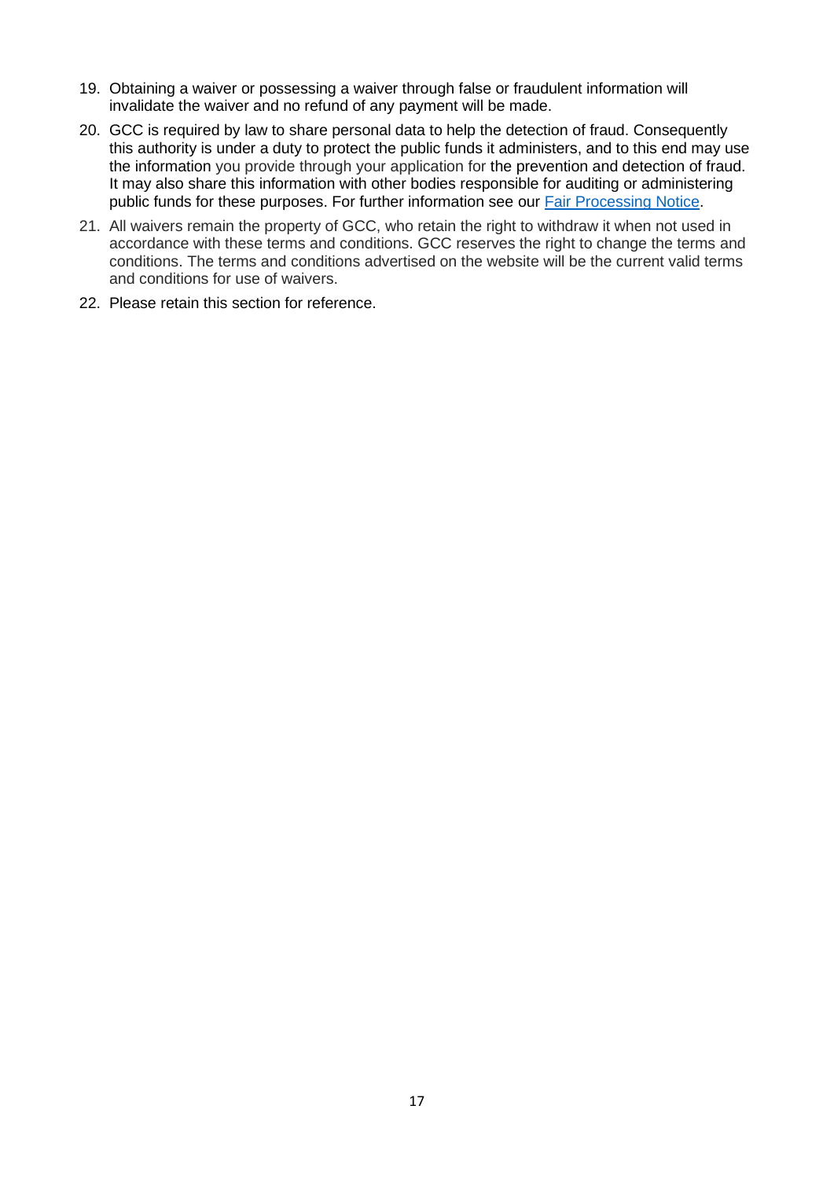19. Obtaining a waiver or possessing a waiver through false or fraudulent information will invalidate the waiver and no refund of any payment will be made.
20. GCC is required by law to share personal data to help the detection of fraud. Consequently this authority is under a duty to protect the public funds it administers, and to this end may use the information you provide through your application for the prevention and detection of fraud. It may also share this information with other bodies responsible for auditing or administering public funds for these purposes. For further information see our [Fair Processing Notice](#).
21. All waivers remain the property of GCC, who retain the right to withdraw it when not used in accordance with these terms and conditions. GCC reserves the right to change the terms and conditions. The terms and conditions advertised on the website will be the current valid terms and conditions for use of waivers.
22. Please retain this section for reference.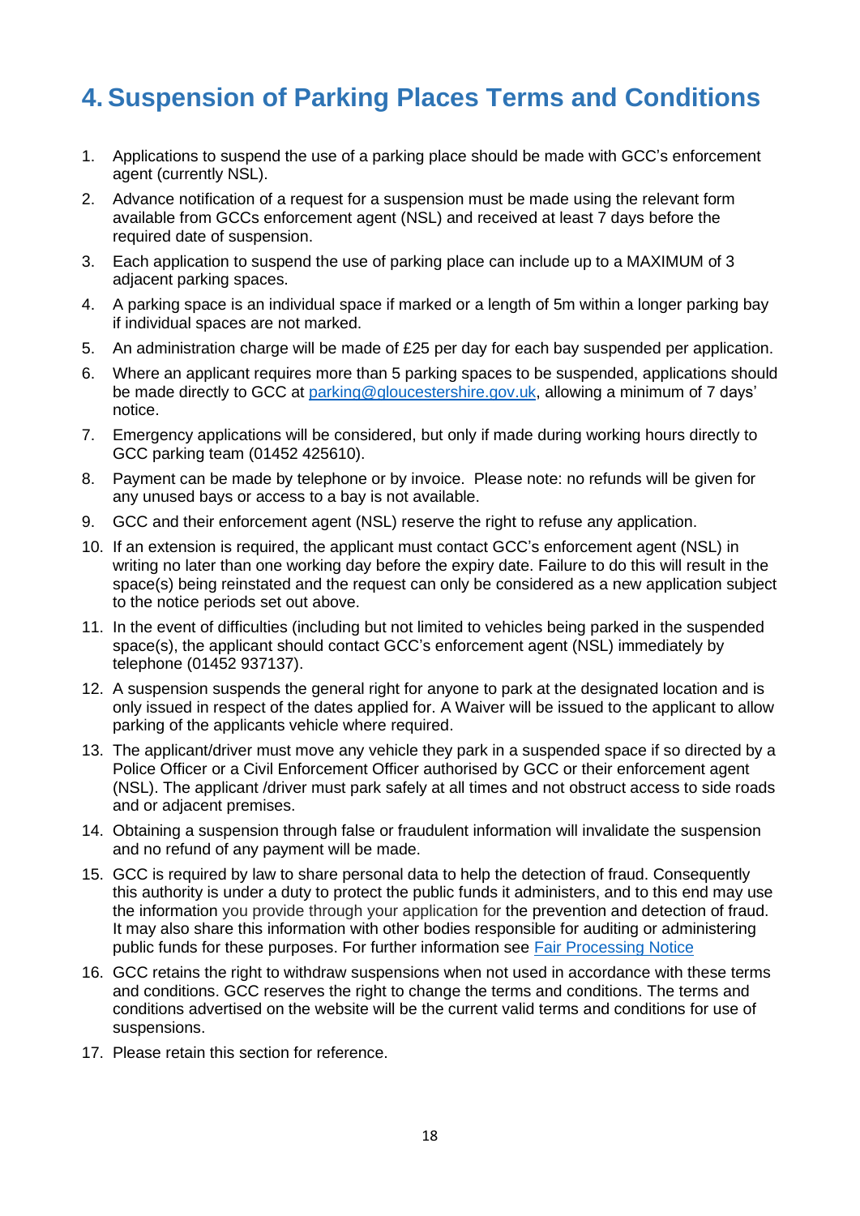# 4. Suspension of Parking Places Terms and Conditions

1. Applications to suspend the use of a parking place should be made with GCC's enforcement agent (currently NSL).
2. Advance notification of a request for a suspension must be made using the relevant form available from GCCs enforcement agent (NSL) and received at least 7 days before the required date of suspension.
3. Each application to suspend the use of parking place can include up to a MAXIMUM of 3 adjacent parking spaces.
4. A parking space is an individual space if marked or a length of 5m within a longer parking bay if individual spaces are not marked.
5. An administration charge will be made of £25 per day for each bay suspended per application.
6. Where an applicant requires more than 5 parking spaces to be suspended, applications should be made directly to GCC at [parking@gloucestershire.gov.uk](mailto:parking@gloucestershire.gov.uk), allowing a minimum of 7 days' notice.
7. Emergency applications will be considered, but only if made during working hours directly to GCC parking team (01452 425610).
8. Payment can be made by telephone or by invoice. Please note: no refunds will be given for any unused bays or access to a bay is not available.
9. GCC and their enforcement agent (NSL) reserve the right to refuse any application.
10. If an extension is required, the applicant must contact GCC's enforcement agent (NSL) in writing no later than one working day before the expiry date. Failure to do this will result in the space(s) being reinstated and the request can only be considered as a new application subject to the notice periods set out above.
11. In the event of difficulties (including but not limited to vehicles being parked in the suspended space(s), the applicant should contact GCC's enforcement agent (NSL) immediately by telephone (01452 937137).
12. A suspension suspends the general right for anyone to park at the designated location and is only issued in respect of the dates applied for. A Waiver will be issued to the applicant to allow parking of the applicants vehicle where required.
13. The applicant/driver must move any vehicle they park in a suspended space if so directed by a Police Officer or a Civil Enforcement Officer authorised by GCC or their enforcement agent (NSL). The applicant /driver must park safely at all times and not obstruct access to side roads and or adjacent premises.
14. Obtaining a suspension through false or fraudulent information will invalidate the suspension and no refund of any payment will be made.
15. GCC is required by law to share personal data to help the detection of fraud. Consequently this authority is under a duty to protect the public funds it administers, and to this end may use the information you provide through your application for the prevention and detection of fraud. It may also share this information with other bodies responsible for auditing or administering public funds for these purposes. For further information see [Fair Processing Notice]
16. GCC retains the right to withdraw suspensions when not used in accordance with these terms and conditions. GCC reserves the right to change the terms and conditions. The terms and conditions advertised on the website will be the current valid terms and conditions for use of suspensions.
17. Please retain this section for reference.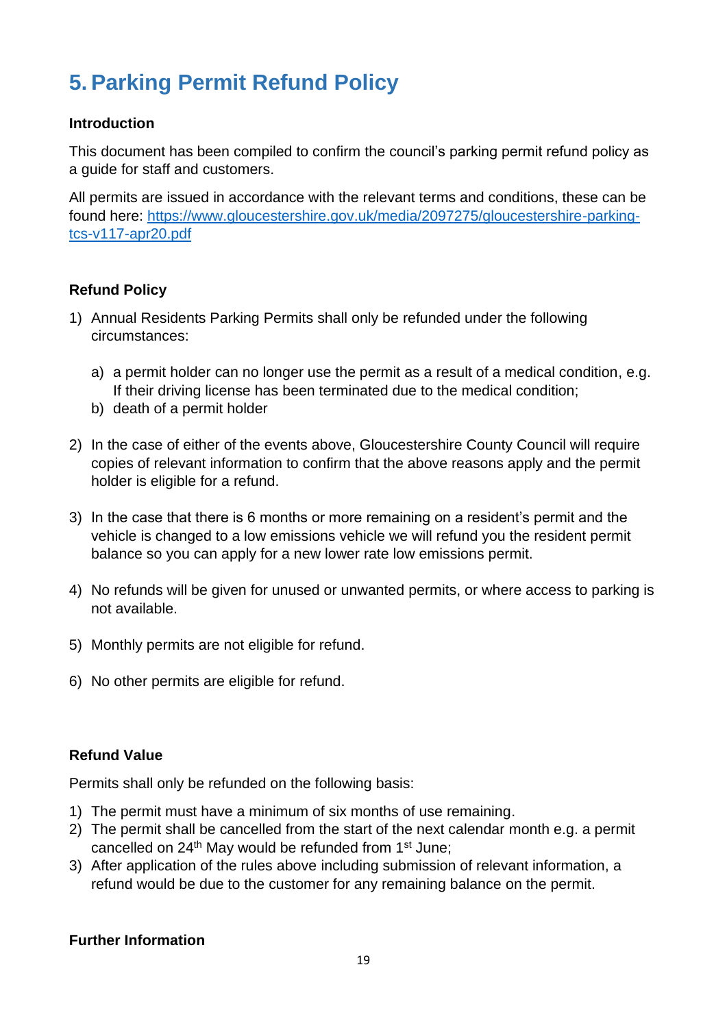# 5. Parking Permit Refund Policy

**Introduction**

This document has been compiled to confirm the council's parking permit refund policy as a guide for staff and customers.

All permits are issued in accordance with the relevant terms and conditions, these can be found here: [https://www.gloucestershire.gov.uk/media/2097275/gloucestershire-parking-tcs-v117-apr20.pdf](https://www.gloucestershire.gov.uk/media/2097275/gloucestershire-parking-tcs-v117-apr20.pdf)

**Refund Policy**

1) Annual Residents Parking Permits shall only be refunded under the following circumstances:

   a) a permit holder can no longer use the permit as a result of a medical condition, e.g. If their driving license has been terminated due to the medical condition;
   b) death of a permit holder

2) In the case of either of the events above, Gloucestershire County Council will require copies of relevant information to confirm that the above reasons apply and the permit holder is eligible for a refund.

3) In the case that there is 6 months or more remaining on a resident's permit and the vehicle is changed to a low emissions vehicle we will refund you the resident permit balance so you can apply for a new lower rate low emissions permit.

4) No refunds will be given for unused or unwanted permits, or where access to parking is not available.

5) Monthly permits are not eligible for refund.

6) No other permits are eligible for refund.

**Refund Value**

Permits shall only be refunded on the following basis:

1) The permit must have a minimum of six months of use remaining.
2) The permit shall be cancelled from the start of the next calendar month e.g. a permit cancelled on 24th May would be refunded from 1st June;
3) After application of the rules above including submission of relevant information, a refund would be due to the customer for any remaining balance on the permit.

**Further Information**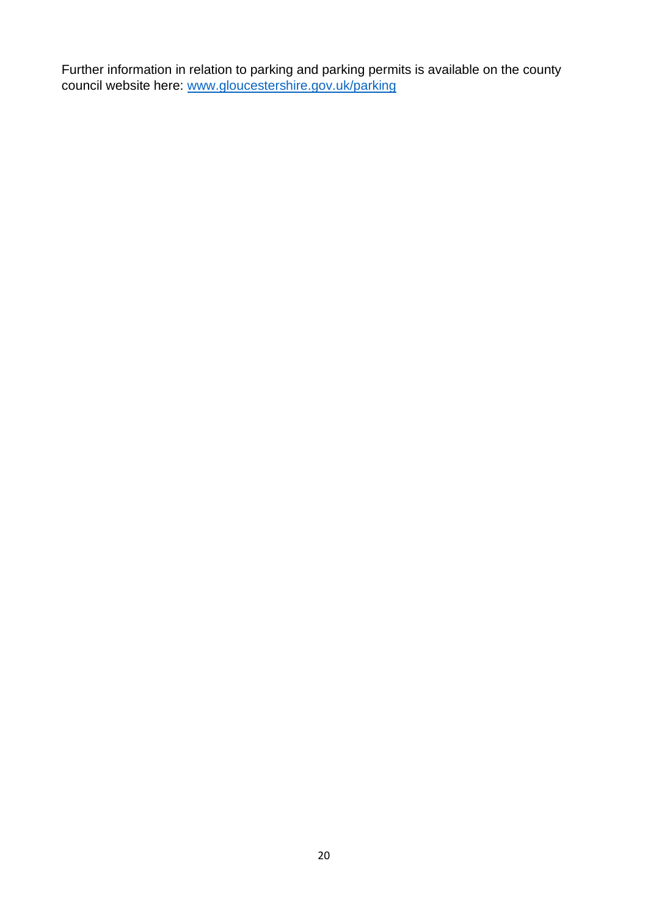Further information in relation to parking and parking permits is available on the county council website here: [www.gloucestershire.gov.uk/parking](http://www.gloucestershire.gov.uk/parking)